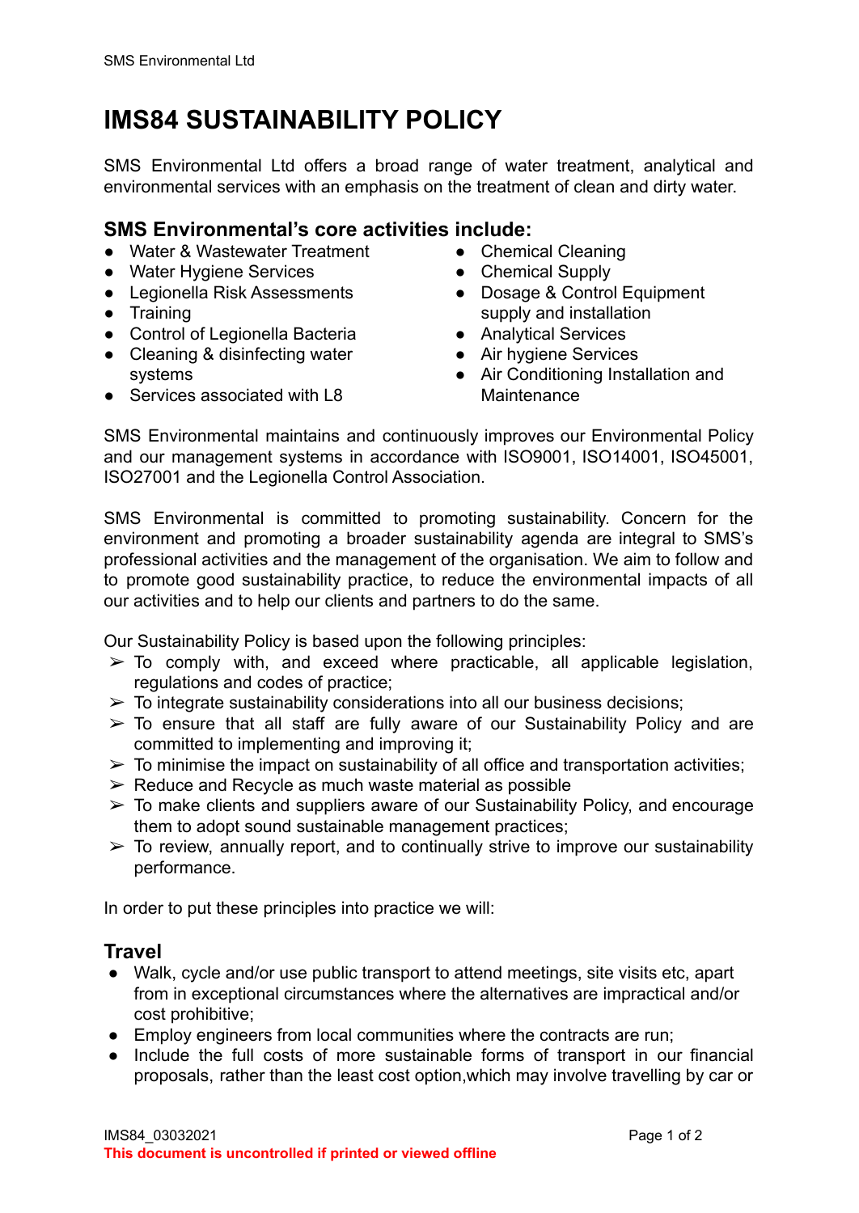# IMS84 SUSTAINABILITY POLICY

SMS Environmental Ltd offers a broad range of water treatment, analytical and environmental services with an emphasis on the treatment of clean and dirty water.

## SMS Environmental's core activities include:

- Water & Wastewater Treatment
- Water Hygiene Services
- Legionella Risk Assessments
- Training
- Control of Legionella Bacteria
- Cleaning & disinfecting water systems
- Services associated with L8
- Chemical Cleaning
- Chemical Supply
- Dosage & Control Equipment supply and installation
- Analytical Services
- Air hygiene Services
- Air Conditioning Installation and Maintenance

SMS Environmental maintains and continuously improves our Environmental Policy and our management systems in accordance with ISO9001, ISO14001, ISO45001, ISO27001 and the Legionella Control Association.

SMS Environmental is committed to promoting sustainability. Concern for the environment and promoting a broader sustainability agenda are integral to SMS's professional activities and the management of the organisation. We aim to follow and to promote good sustainability practice, to reduce the environmental impacts of all our activities and to help our clients and partners to do the same.

Our Sustainability Policy is based upon the following principles:

- To comply with, and exceed where practicable, all applicable legislation, regulations and codes of practice;
- To integrate sustainability considerations into all our business decisions;
- To ensure that all staff are fully aware of our Sustainability Policy and are committed to implementing and improving it;
- To minimise the impact on sustainability of all office and transportation activities;
- Reduce and Recycle as much waste material as possible
- To make clients and suppliers aware of our Sustainability Policy, and encourage them to adopt sound sustainable management practices;
- To review, annually report, and to continually strive to improve our sustainability performance.

In order to put these principles into practice we will:

## Travel

- Walk, cycle and/or use public transport to attend meetings, site visits etc, apart from in exceptional circumstances where the alternatives are impractical and/or cost prohibitive;
- Employ engineers from local communities where the contracts are run;
- Include the full costs of more sustainable forms of transport in our financial proposals, rather than the least cost option,which may involve travelling by car or

IMS84_03032021

**This document is uncontrolled if printed or viewed offline**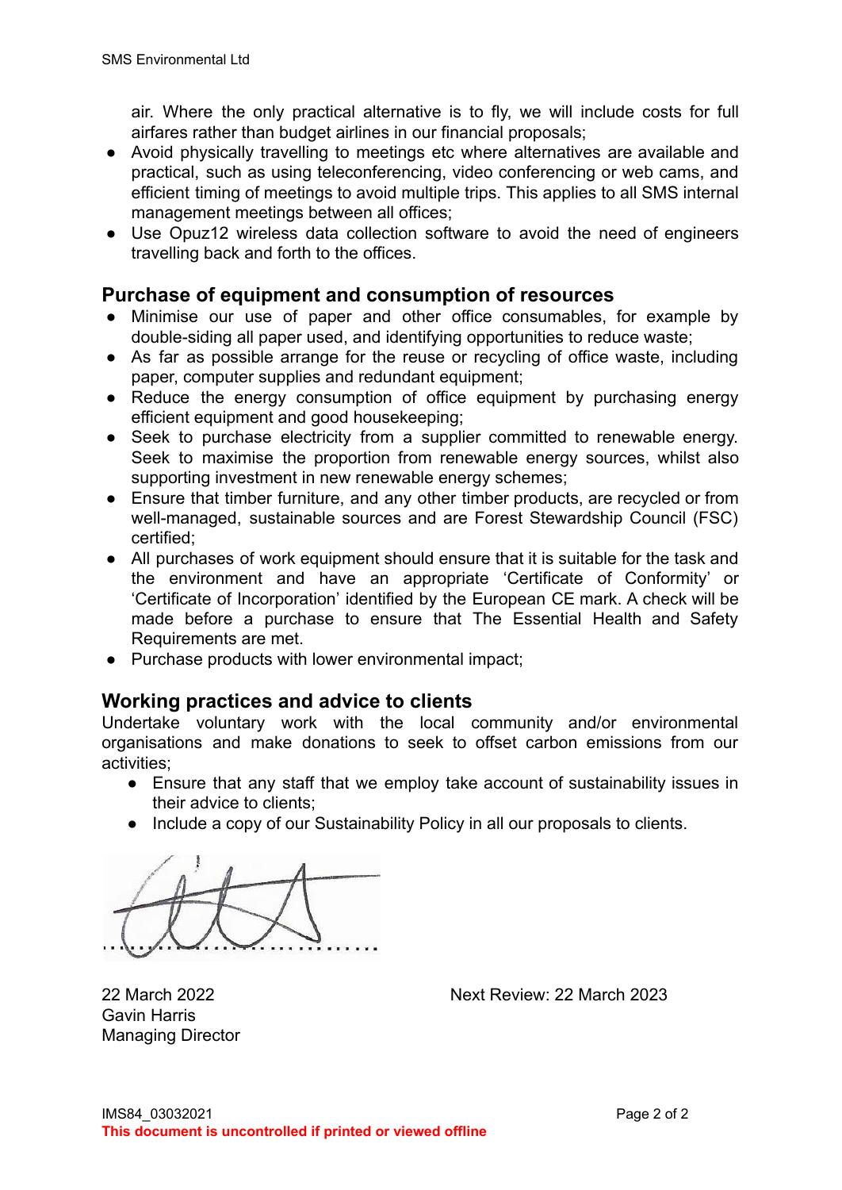air. Where the only practical alternative is to fly, we will include costs for full airfares rather than budget airlines in our financial proposals;

- Avoid physically travelling to meetings etc where alternatives are available and practical, such as using teleconferencing, video conferencing or web cams, and efficient timing of meetings to avoid multiple trips. This applies to all SMS internal management meetings between all offices;
- Use Opuz12 wireless data collection software to avoid the need of engineers travelling back and forth to the offices.

## Purchase of equipment and consumption of resources

- Minimise our use of paper and other office consumables, for example by double-siding all paper used, and identifying opportunities to reduce waste;
- As far as possible arrange for the reuse or recycling of office waste, including paper, computer supplies and redundant equipment;
- Reduce the energy consumption of office equipment by purchasing energy efficient equipment and good housekeeping;
- Seek to purchase electricity from a supplier committed to renewable energy. Seek to maximise the proportion from renewable energy sources, whilst also supporting investment in new renewable energy schemes;
- Ensure that timber furniture, and any other timber products, are recycled or from well-managed, sustainable sources and are Forest Stewardship Council (FSC) certified;
- All purchases of work equipment should ensure that it is suitable for the task and the environment and have an appropriate 'Certificate of Conformity' or 'Certificate of Incorporation' identified by the European CE mark. A check will be made before a purchase to ensure that The Essential Health and Safety Requirements are met.
- Purchase products with lower environmental impact;

## Working practices and advice to clients

Undertake voluntary work with the local community and/or environmental organisations and make donations to seek to offset carbon emissions from our activities;

- Ensure that any staff that we employ take account of sustainability issues in their advice to clients;
- Include a copy of our Sustainability Policy in all our proposals to clients.

22 March 2022
Gavin Harris
Managing Director

Next Review: 22 March 2023

IMS84_03032021

**This document is uncontrolled if printed or viewed offline**